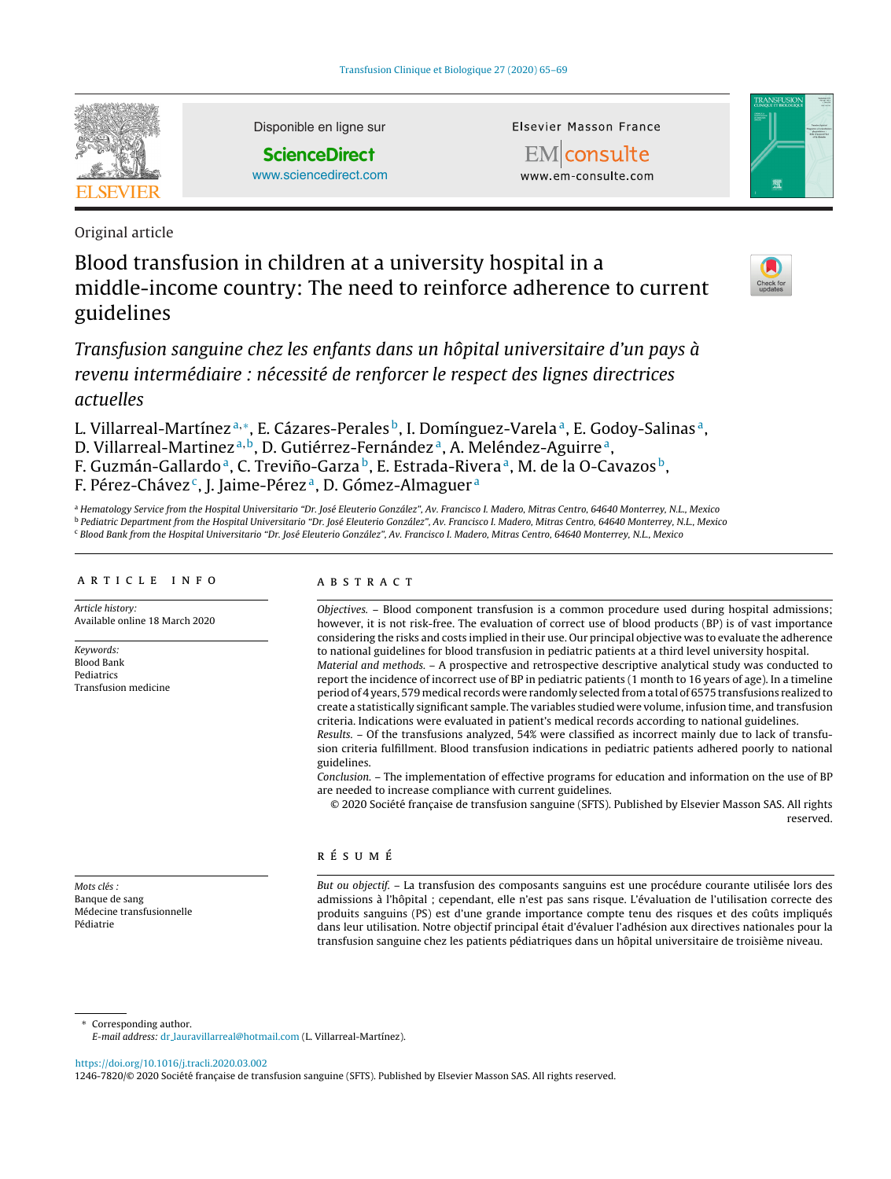Original article

# Blood transfusion in children at a university hospital in a middle-income country: The need to reinforce adherence to current guidelines

## *Transfusion sanguine chez les enfants dans un hôpital universitaire d'un pays à revenu intermédiaire : nécessité de renforcer le respect des lignes directrices actuelles*

L. Villarreal-Martínez[a,*], E. Cázares-Perales[b], I. Domínguez-Varela[a], E. Godoy-Salinas[a], D. Villarreal-Martinez[a,b], D. Gutiérrez-Fernández[a], A. Meléndez-Aguirre[a], F. Guzmán-Gallardo[a], C. Treviño-Garza[b], E. Estrada-Rivera[a], M. de la O-Cavazos[b], F. Pérez-Chávez[c], J. Jaime-Pérez[a], D. Gómez-Almaguer[a]

[a] Hematology Service from the Hospital Universitario "Dr. José Eleuterio González", Av. Francisco I. Madero, Mitras Centro, 64640 Monterrey, N.L., Mexico
[b] Pediatric Department from the Hospital Universitario "Dr. José Eleuterio González", Av. Francisco I. Madero, Mitras Centro, 64640 Monterrey, N.L., Mexico
[c] Blood Bank from the Hospital Universitario "Dr. José Eleuterio González", Av. Francisco I. Madero, Mitras Centro, 64640 Monterrey, N.L., Mexico

### ARTICLE INFO

*Article history:*
Available online 18 March 2020

*Keywords:*
Blood Bank
Pediatrics
Transfusion medicine

*Mots clés :*
Banque de sang
Médecine transfusionnelle
Pédiatrie

### ABSTRACT

*Objectives.* – Blood component transfusion is a common procedure used during hospital admissions; however, it is not risk-free. The evaluation of correct use of blood products (BP) is of vast importance considering the risks and costs implied in their use. Our principal objective was to evaluate the adherence to national guidelines for blood transfusion in pediatric patients at a third level university hospital.

*Material and methods.* – A prospective and retrospective descriptive analytical study was conducted to report the incidence of incorrect use of BP in pediatric patients (1 month to 16 years of age). In a timeline period of 4 years, 579 medical records were randomly selected from a total of 6575 transfusions realized to create a statistically significant sample. The variables studied were volume, infusion time, and transfusion criteria. Indications were evaluated in patient's medical records according to national guidelines.

*Results.* – Of the transfusions analyzed, 54% were classified as incorrect mainly due to lack of transfusion criteria fulfillment. Blood transfusion indications in pediatric patients adhered poorly to national guidelines.

*Conclusion.* – The implementation of effective programs for education and information on the use of BP are needed to increase compliance with current guidelines.

© 2020 Société française de transfusion sanguine (SFTS). Published by Elsevier Masson SAS. All rights reserved.

### RÉSUMÉ

*But ou objectif.* – La transfusion des composants sanguins est une procédure courante utilisée lors des admissions à l'hôpital ; cependant, elle n'est pas sans risque. L'évaluation de l'utilisation correcte des produits sanguins (PS) est d'une grande importance compte tenu des risques et des coûts impliqués dans leur utilisation. Notre objectif principal était d'évaluer l'adhésion aux directives nationales pour la transfusion sanguine chez les patients pédiatriques dans un hôpital universitaire de troisième niveau.

\* Corresponding author.
*E-mail address:* dr_lauravillarreal@hotmail.com (L. Villarreal-Martínez).

https://doi.org/10.1016/j.tracli.2020.03.002
1246-7820/© 2020 Société française de transfusion sanguine (SFTS). Published by Elsevier Masson SAS. All rights reserved.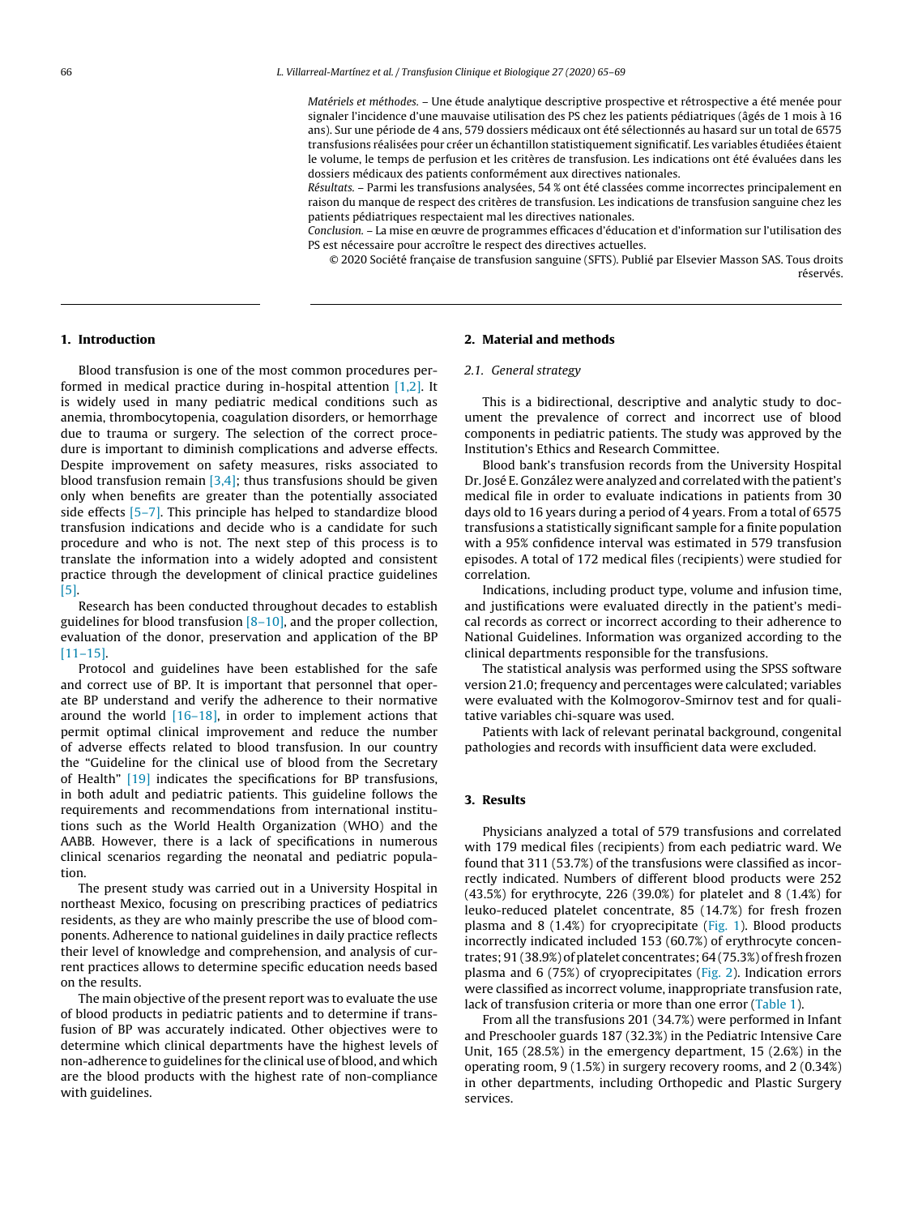*Matériels et méthodes.* – Une étude analytique descriptive prospective et rétrospective a été menée pour signaler l'incidence d'une mauvaise utilisation des PS chez les patients pédiatriques (âgés de 1 mois à 16 ans). Sur une période de 4 ans, 579 dossiers médicaux ont été sélectionnés au hasard sur un total de 6575 transfusions réalisées pour créer un échantillon statistiquement significatif. Les variables étudiées étaient le volume, le temps de perfusion et les critères de transfusion. Les indications ont été évaluées dans les dossiers médicaux des patients conformément aux directives nationales.

*Résultats.* – Parmi les transfusions analysées, 54 % ont été classées comme incorrectes principalement en raison du manque de respect des critères de transfusion. Les indications de transfusion sanguine chez les patients pédiatriques respectaient mal les directives nationales.

*Conclusion.* – La mise en œuvre de programmes efficaces d'éducation et d'information sur l'utilisation des PS est nécessaire pour accroître le respect des directives actuelles.

© 2020 Société française de transfusion sanguine (SFTS). Publié par Elsevier Masson SAS. Tous droits réservés.

## 1. Introduction

Blood transfusion is one of the most common procedures performed in medical practice during in-hospital attention [1,2]. It is widely used in many pediatric medical conditions such as anemia, thrombocytopenia, coagulation disorders, or hemorrhage due to trauma or surgery. The selection of the correct procedure is important to diminish complications and adverse effects. Despite improvement on safety measures, risks associated to blood transfusion remain [3,4]; thus transfusions should be given only when benefits are greater than the potentially associated side effects [5–7]. This principle has helped to standardize blood transfusion indications and decide who is a candidate for such procedure and who is not. The next step of this process is to translate the information into a widely adopted and consistent practice through the development of clinical practice guidelines [5].

Research has been conducted throughout decades to establish guidelines for blood transfusion [8–10], and the proper collection, evaluation of the donor, preservation and application of the BP [11–15].

Protocol and guidelines have been established for the safe and correct use of BP. It is important that personnel that operate BP understand and verify the adherence to their normative around the world [16–18], in order to implement actions that permit optimal clinical improvement and reduce the number of adverse effects related to blood transfusion. In our country the "Guideline for the clinical use of blood from the Secretary of Health" [19] indicates the specifications for BP transfusions, in both adult and pediatric patients. This guideline follows the requirements and recommendations from international institutions such as the World Health Organization (WHO) and the AABB. However, there is a lack of specifications in numerous clinical scenarios regarding the neonatal and pediatric population.

The present study was carried out in a University Hospital in northeast Mexico, focusing on prescribing practices of pediatrics residents, as they are who mainly prescribe the use of blood components. Adherence to national guidelines in daily practice reflects their level of knowledge and comprehension, and analysis of current practices allows to determine specific education needs based on the results.

The main objective of the present report was to evaluate the use of blood products in pediatric patients and to determine if transfusion of BP was accurately indicated. Other objectives were to determine which clinical departments have the highest levels of non-adherence to guidelines for the clinical use of blood, and which are the blood products with the highest rate of non-compliance with guidelines.

## 2. Material and methods

### 2.1. General strategy

This is a bidirectional, descriptive and analytic study to document the prevalence of correct and incorrect use of blood components in pediatric patients. The study was approved by the Institution's Ethics and Research Committee.

Blood bank's transfusion records from the University Hospital Dr. José E. González were analyzed and correlated with the patient's medical file in order to evaluate indications in patients from 30 days old to 16 years during a period of 4 years. From a total of 6575 transfusions a statistically significant sample for a finite population with a 95% confidence interval was estimated in 579 transfusion episodes. A total of 172 medical files (recipients) were studied for correlation.

Indications, including product type, volume and infusion time, and justifications were evaluated directly in the patient's medical records as correct or incorrect according to their adherence to National Guidelines. Information was organized according to the clinical departments responsible for the transfusions.

The statistical analysis was performed using the SPSS software version 21.0; frequency and percentages were calculated; variables were evaluated with the Kolmogorov-Smirnov test and for qualitative variables chi-square was used.

Patients with lack of relevant perinatal background, congenital pathologies and records with insufficient data were excluded.

## 3. Results

Physicians analyzed a total of 579 transfusions and correlated with 179 medical files (recipients) from each pediatric ward. We found that 311 (53.7%) of the transfusions were classified as incorrectly indicated. Numbers of different blood products were 252 (43.5%) for erythrocyte, 226 (39.0%) for platelet and 8 (1.4%) for leuko-reduced platelet concentrate, 85 (14.7%) for fresh frozen plasma and 8 (1.4%) for cryoprecipitate (Fig. 1). Blood products incorrectly indicated included 153 (60.7%) of erythrocyte concentrates; 91 (38.9%) of platelet concentrates; 64 (75.3%) of fresh frozen plasma and 6 (75%) of cryoprecipitates (Fig. 2). Indication errors were classified as incorrect volume, inappropriate transfusion rate, lack of transfusion criteria or more than one error (Table 1).

From all the transfusions 201 (34.7%) were performed in Infant and Preschooler guards 187 (32.3%) in the Pediatric Intensive Care Unit, 165 (28.5%) in the emergency department, 15 (2.6%) in the operating room, 9 (1.5%) in surgery recovery rooms, and 2 (0.34%) in other departments, including Orthopedic and Plastic Surgery services.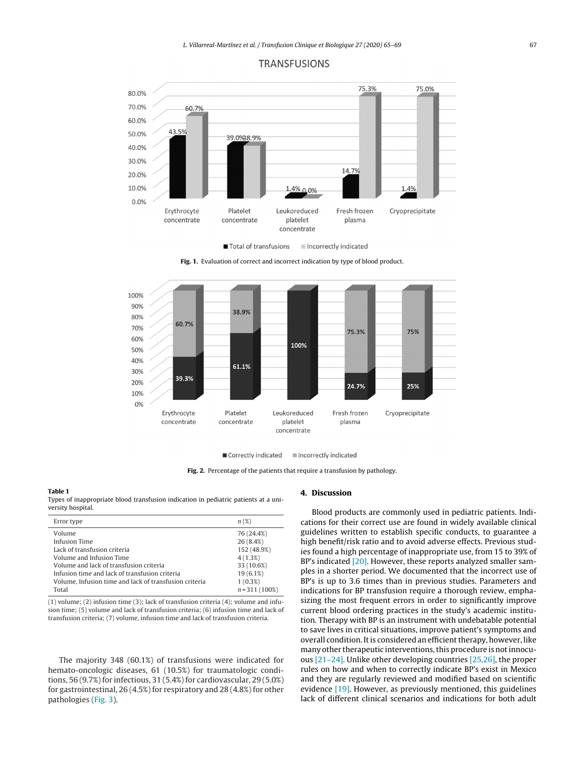TRANSFUSIONS

| | Erythrocyte concentrate | Platelet concentrate | Leukoreduced platelet concentrate | Fresh frozen plasma | Cryoprecipitate |
|---|---|---|---|---|---|
| Total of transfusions | 43.5% | 39.0% | 1.4% | 14.7% | 1.4% |
| Incorrectly indicated | 60.7% | 38.9% | 0.0% | 75.3% | 75.0% |

**Fig. 1.** Evaluation of correct and incorrect indication by type of blood product.

| | Erythrocyte concentrate | Platelet concentrate | Leukoreduced platelet concentrate | Fresh frozen plasma | Cryoprecipitate |
|---|---|---|---|---|---|
| Correctly indicated | 39.3% | 61.1% | 100% | 24.7% | 25% |
| Incorrectly indicated | 60.7% | 38.9% | | 75.3% | 75% |

**Fig. 2.** Percentage of the patients that require a transfusion by pathology.

**Table 1**
Types of inappropriate blood transfusion indication in pediatric patients at a university hospital.

| Error type | *n* (%) |
|---|---|
| Volume | 76 (24.4%) |
| Infusion Time | 26 (8.4%) |
| Lack of transfusion criteria | 152 (48.9%) |
| Volume and Infusion Time | 4 (1.3%) |
| Volume and lack of transfusion criteria | 33 (10.6%) |
| Infusion time and lack of transfusion criteria | 19 (6.1%) |
| Volume, Infusion time and lack of transfusion criteria | 1 (0.3%) |
| Total | *n* = 311 (100%) |

(1) volume; (2) infusion time (3); lack of transfusion criteria (4); volume and infusion time; (5) volume and lack of transfusion criteria; (6) infusion time and lack of transfusion criteria; (7) volume, infusion time and lack of transfusion criteria.

The majority 348 (60.1%) of transfusions were indicated for hemato-oncologic diseases, 61 (10.5%) for traumatologic conditions, 56 (9.7%) for infectious, 31 (5.4%) for cardiovascular, 29 (5.0%) for gastrointestinal, 26 (4.5%) for respiratory and 28 (4.8%) for other pathologies (Fig. 3).

## 4. Discussion

Blood products are commonly used in pediatric patients. Indications for their correct use are found in widely available clinical guidelines written to establish specific conducts, to guarantee a high benefit/risk ratio and to avoid adverse effects. Previous studies found a high percentage of inappropriate use, from 15 to 39% of BP's indicated [20]. However, these reports analyzed smaller samples in a shorter period. We documented that the incorrect use of BP's is up to 3.6 times than in previous studies. Parameters and indications for BP transfusion require a thorough review, emphasizing the most frequent errors in order to significantly improve current blood ordering practices in the study's academic institution. Therapy with BP is an instrument with undebatable potential to save lives in critical situations, improve patient's symptoms and overall condition. It is considered an efficient therapy, however, like many other therapeutic interventions, this procedure is not innocuous [21–24]. Unlike other developing countries [25,26], the proper rules on how and when to correctly indicate BP's exist in Mexico and they are regularly reviewed and modified based on scientific evidence [19]. However, as previously mentioned, this guidelines lack of different clinical scenarios and indications for both adult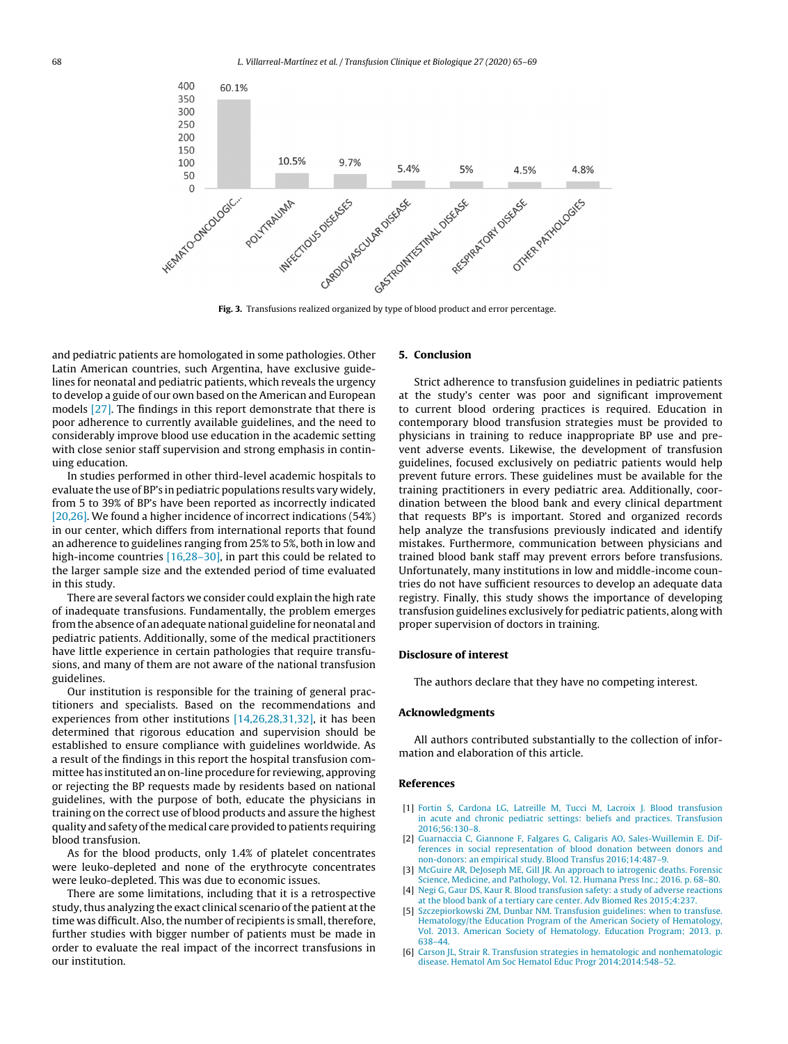Fig. 3. Transfusions realized organized by type of blood product and error percentage.

and pediatric patients are homologated in some pathologies. Other Latin American countries, such Argentina, have exclusive guidelines for neonatal and pediatric patients, which reveals the urgency to develop a guide of our own based on the American and European models [27]. The findings in this report demonstrate that there is poor adherence to currently available guidelines, and the need to considerably improve blood use education in the academic setting with close senior staff supervision and strong emphasis in continuing education.

In studies performed in other third-level academic hospitals to evaluate the use of BP's in pediatric populations results vary widely, from 5 to 39% of BP's have been reported as incorrectly indicated [20,26]. We found a higher incidence of incorrect indications (54%) in our center, which differs from international reports that found an adherence to guidelines ranging from 25% to 5%, both in low and high-income countries [16,28–30], in part this could be related to the larger sample size and the extended period of time evaluated in this study.

There are several factors we consider could explain the high rate of inadequate transfusions. Fundamentally, the problem emerges from the absence of an adequate national guideline for neonatal and pediatric patients. Additionally, some of the medical practitioners have little experience in certain pathologies that require transfusions, and many of them are not aware of the national transfusion guidelines.

Our institution is responsible for the training of general practitioners and specialists. Based on the recommendations and experiences from other institutions [14,26,28,31,32], it has been determined that rigorous education and supervision should be established to ensure compliance with guidelines worldwide. As a result of the findings in this report the hospital transfusion committee has instituted an on-line procedure for reviewing, approving or rejecting the BP requests made by residents based on national guidelines, with the purpose of both, educate the physicians in training on the correct use of blood products and assure the highest quality and safety of the medical care provided to patients requiring blood transfusion.

As for the blood products, only 1.4% of platelet concentrates were leuko-depleted and none of the erythrocyte concentrates were leuko-depleted. This was due to economic issues.

There are some limitations, including that it is a retrospective study, thus analyzing the exact clinical scenario of the patient at the time was difficult. Also, the number of recipients is small, therefore, further studies with bigger number of patients must be made in order to evaluate the real impact of the incorrect transfusions in our institution.

## 5. Conclusion

Strict adherence to transfusion guidelines in pediatric patients at the study's center was poor and significant improvement to current blood ordering practices is required. Education in contemporary blood transfusion strategies must be provided to physicians in training to reduce inappropriate BP use and prevent adverse events. Likewise, the development of transfusion guidelines, focused exclusively on pediatric patients would help prevent future errors. These guidelines must be available for the training practitioners in every pediatric area. Additionally, coordination between the blood bank and every clinical department that requests BP's is important. Stored and organized records help analyze the transfusions previously indicated and identify mistakes. Furthermore, communication between physicians and trained blood bank staff may prevent errors before transfusions. Unfortunately, many institutions in low and middle-income countries do not have sufficient resources to develop an adequate data registry. Finally, this study shows the importance of developing transfusion guidelines exclusively for pediatric patients, along with proper supervision of doctors in training.

## Disclosure of interest

The authors declare that they have no competing interest.

## Acknowledgments

All authors contributed substantially to the collection of information and elaboration of this article.

## References

[1] Fortin S, Cardona LG, Latreille M, Tucci M, Lacroix J. Blood transfusion in acute and chronic pediatric settings: beliefs and practices. Transfusion 2016;56:130–8.

[2] Guarnaccia C, Giannone F, Falgares G, Caligaris AO, Sales-Wuillemin E. Differences in social representation of blood donation between donors and non-donors: an empirical study. Blood Transfus 2016;14:487–9.

[3] McGuire AR, DeJoseph ME, Gill JR. An approach to iatrogenic deaths. Forensic Science, Medicine, and Pathology, Vol. 12. Humana Press Inc.; 2016. p. 68–80.

[4] Negi G, Gaur DS, Kaur R. Blood transfusion safety: a study of adverse reactions at the blood bank of a tertiary care center. Adv Biomed Res 2015;4:237.

[5] Szczepiorkowski ZM, Dunbar NM. Transfusion guidelines: when to transfuse. Hematology/the Education Program of the American Society of Hematology, Vol. 2013. American Society of Hematology. Education Program; 2013. p. 638–44.

[6] Carson JL, Strair R. Transfusion strategies in hematologic and nonhematologic disease. Hematol Am Soc Hematol Educ Progr 2014;2014:548–52.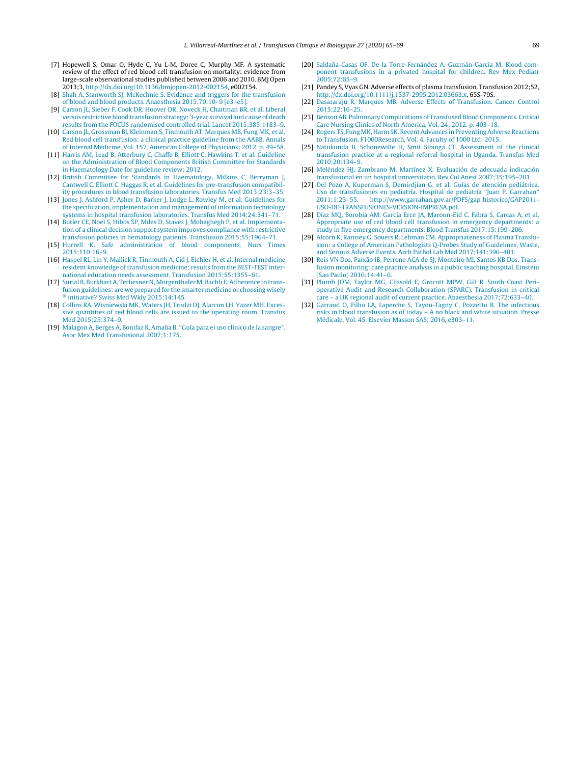[7] Hopewell S, Omar O, Hyde C, Yu L-M, Doree C, Murphy MF. A systematic review of the effect of red blood cell transfusion on mortality: evidence from large-scale observational studies published between 2006 and 2010. BMJ Open 2013;3, http://dx.doi.org/10.1136/bmjopen-2012-002154, e002154.

[8] Shah A, Stanworth SJ, McKechnie S. Evidence and triggers for the transfusion of blood and blood products. Anaesthesia 2015;70:10–9 [e3–e5].

[9] Carson JL, Sieber F, Cook DR, Hoover DR, Noveck H, Chaitman BR, et al. Liberal versus restrictive blood transfusion strategy: 3-year survival and cause of death results from the FOCUS randomised controlled trial. Lancet 2015;385:1183–9.

[10] Carson JL, Grossman BJ, Kleinman S, Tinmouth AT, Marques MB, Fung MK, et al. Red blood cell transfusion: a clinical practice guideline from the AABB. Annals of Internal Medicine, Vol. 157. American College of Physicians; 2012. p. 49–58.

[11] Harris AM, Lead B, Atterbury C, Chaffe B, Elliott C, Hawkins T, et al. Guideline on the Administration of Blood Components British Committee for Standards in Haematology Date for guideline review; 2012.

[12] British Committee for Standards in Haematology, Milkins C, Berryman J, Cantwell C, Elliott C, Haggas R, et al. Guidelines for pre-transfusion compatibility procedures in blood transfusion laboratories. Transfus Med 2013;23:3–35.

[13] Jones J, Ashford P, Asher D, Barker J, Lodge L, Rowley M, et al. Guidelines for the specification, implementation and management of information technology systems in hospital transfusion laboratories. Transfus Med 2014;24:341–71.

[14] Butler CE, Noel S, Hibbs SP, Miles D, Staves J, Mohaghegh P, et al. Implementation of a clinical decision support system improves compliance with restrictive transfusion policies in hematology patients. Transfusion 2015;55:1964–71.

[15] Hurrell K. Safe administration of blood components. Nurs Times 2015;110:16–9.

[16] Haspel RL, Lin Y, Mallick R, Tinmouth A, Cid J, Eichler H, et al. Internal medicine resident knowledge of transfusion medicine: results from the BEST-TEST international education needs assessment. Transfusion 2015;55:1355–61.

[17] Surial B, Burkhart A, Terliesner N, Morgenthaler M, Bachli E. Adherence to transfusion guidelines: are we prepared for the smarter medicine or choosing wisely ® initiative? Swiss Med Wkly 2015;14:145.

[18] Collins RA, Wisniewski MK, Waters JH, Triulzi DJ, Alarcon LH, Yazer MH. Excessive quantities of red blood cells are issued to the operating room. Transfus Med 2015;25:374–9.

[19] Malagon A, Berges A, Bonifaz R, Amalia B. "Guía para el uso clínico de la sangre". Asoc Mex Med Transfusional 2007;1:175.

[20] Saldaña-Casas OF, De la Torre-Fernández A, Guzmán-García M. Blood component transfusions in a privated hospital for children. Rev Mex Pediatr 2005;72:65–9.

[21] Pandey S, Vyas GN. Adverse effects of plasma transfusion. Transfusion 2012;52, http://dx.doi.org/10.1111/j.1537-2995.2012.03663.x, 65S-79S.

[22] Dasararaju R, Marques MB. Adverse Effects of Transfusion. Cancer Control 2015;22:16–25.

[23] Benson AB. Pulmonary Complications of Transfused Blood Components. Critical Care Nursing Clinics of North America, Vol. 24; 2012. p. 403–18.

[24] Rogers TS, Fung MK, Harm SK. Recent Advances in Preventing Adverse Reactions to Transfusion. F1000Research, Vol. 4. Faculty of 1000 Ltd; 2015.

[25] Natukunda B, Schonewille H, Smit Sibinga CT. Assessment of the clinical transfusion practice at a regional referral hospital in Uganda. Transfus Med 2010;20:134–9.

[26] Meléndez HJ, Zambrano M, Martínez X. Evaluación de adecuada indicación transfusional en un hospital universitario. Rev Col Anest 2007;35:195–201.

[27] Del Pozo A, Kuperman S, Demirdjian G, et al. Guías de atención pediátrica. Uso de transfusiones en pediatría. Hospital de pediatría "Juan P. Garrahan" 2011;1:23–55, http://www.garrahan.gov.ar/PDFS/gap_historico/GAP2011-USO-DE-TRANSFUSIONES-VERSION-IMPRESA.pdf.

[28] Díaz MQ, Borobia AM, García Erce JA, Maroun-Eid C, Fabra S, Carcas A, et al. Appropriate use of red blood cell transfusion in emergency departments: a study in five emergency departments. Blood Transfus 2017;15:199–206.

[29] Alcorn K, Ramsey G, Souers R, Lehman CM. Appropriateness of Plasma Transfusion: a College of American Pathologists Q-Probes Study of Guidelines, Waste, and Serious Adverse Events. Arch Pathol Lab Med 2017;141:396–401.

[30] Reis VN Dos, Paixão IB, Perrone ACA de SJ, Monteiro MI, Santos KB Dos. Transfusion monitoring: care practice analysis in a public teaching hospital. Einstein (Sao Paulo) 2016;14:41–6.

[31] Plumb JOM, Taylor MG, Clissold E, Grocott MPW, Gill R. South Coast Perioperative Audit and Research Collaboration (SPARC). Transfusion in critical care – a UK regional audit of current practice. Anaesthesia 2017;72:633–40.

[32] Garraud O, Filho LA, Laperche S, Tayou-Tagny C, Pozzetto B. The infectious risks in blood transfusion as of today – A no black and white situation. Presse Médicale, Vol. 45. Elsevier Masson SAS; 2016, e303–11.